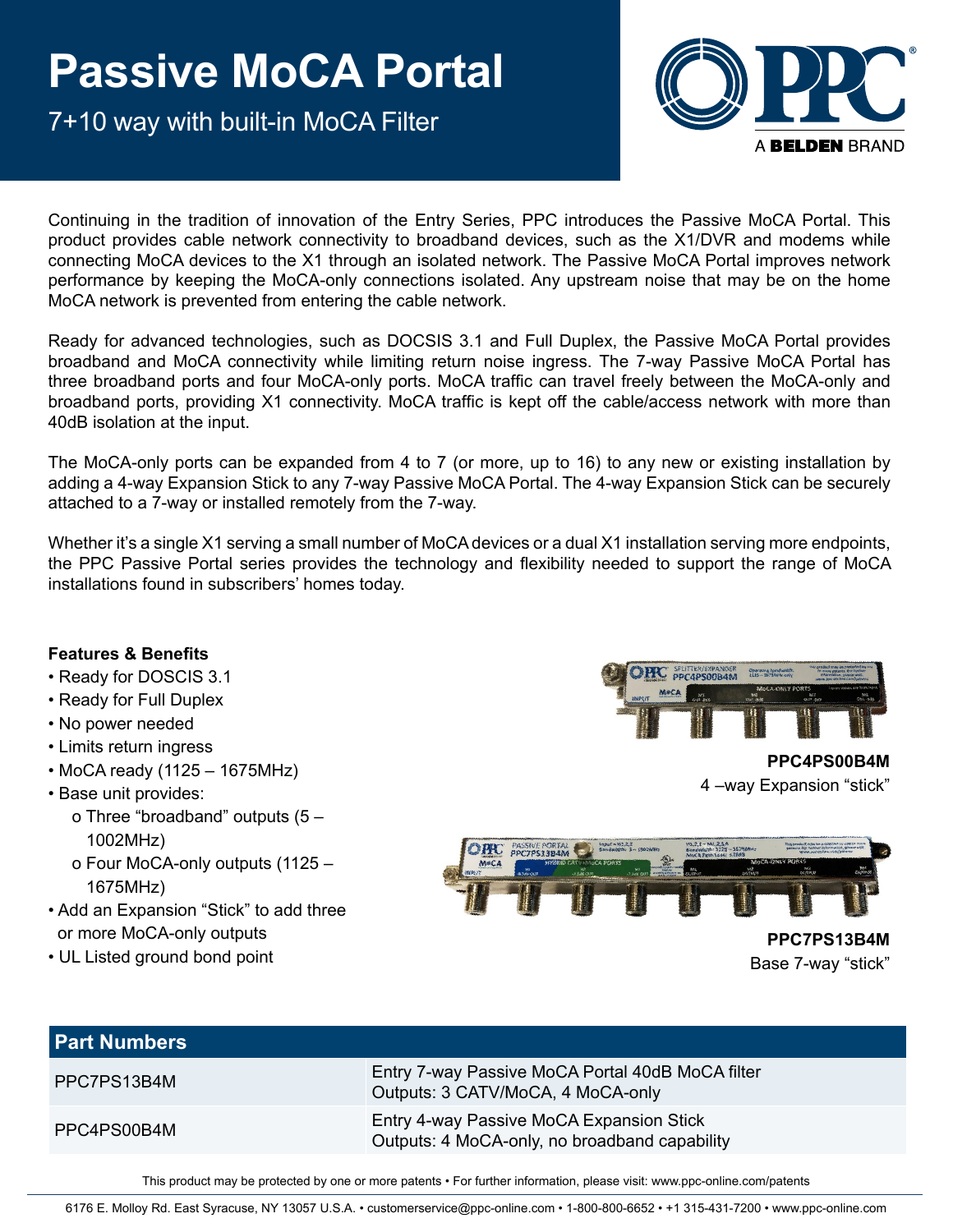# Passive MoCA Portal

7+10 way with built-in MoCA Filter

Continuing in the tradition of innovation of the Entry Series, PPC introduces the Passive MoCA Portal. This product provides cable network connectivity to broadband devices, such as the X1/DVR and modems while connecting MoCA devices to the X1 through an isolated network. The Passive MoCA Portal improves network performance by keeping the MoCA-only connections isolated. Any upstream noise that may be on the home MoCA network is prevented from entering the cable network.

Ready for advanced technologies, such as DOCSIS 3.1 and Full Duplex, the Passive MoCA Portal provides broadband and MoCA connectivity while limiting return noise ingress. The 7-way Passive MoCA Portal has three broadband ports and four MoCA-only ports. MoCA traffic can travel freely between the MoCA-only and broadband ports, providing X1 connectivity. MoCA traffic is kept off the cable/access network with more than 40dB isolation at the input.

The MoCA-only ports can be expanded from 4 to 7 (or more, up to 16) to any new or existing installation by adding a 4-way Expansion Stick to any 7-way Passive MoCA Portal. The 4-way Expansion Stick can be securely attached to a 7-way or installed remotely from the 7-way.

Whether it's a single X1 serving a small number of MoCA devices or a dual X1 installation serving more endpoints, the PPC Passive Portal series provides the technology and flexibility needed to support the range of MoCA installations found in subscribers' homes today.

**Features & Benefits**

- Ready for DOSCIS 3.1
- Ready for Full Duplex
- No power needed
- Limits return ingress
- MoCA ready (1125 – 1675MHz)
- Base unit provides:
  - o Three "broadband" outputs (5 – 1002MHz)
  - o Four MoCA-only outputs (1125 – 1675MHz)
- Add an Expansion "Stick" to add three or more MoCA-only outputs
- UL Listed ground bond point

**PPC4PS00B4M**
4 –way Expansion "stick"

**PPC7PS13B4M**
Base 7-way "stick"

| Part Numbers | |
|---|---|
| PPC7PS13B4M | Entry 7-way Passive MoCA Portal 40dB MoCA filter<br>Outputs: 3 CATV/MoCA, 4 MoCA-only |
| PPC4PS00B4M | Entry 4-way Passive MoCA Expansion Stick<br>Outputs: 4 MoCA-only, no broadband capability |

This product may be protected by one or more patents • For further information, please visit: www.ppc-online.com/patents

6176 E. Molloy Rd. East Syracuse, NY 13057 U.S.A. • customerservice@ppc-online.com • 1-800-800-6652 • +1 315-431-7200 • www.ppc-online.com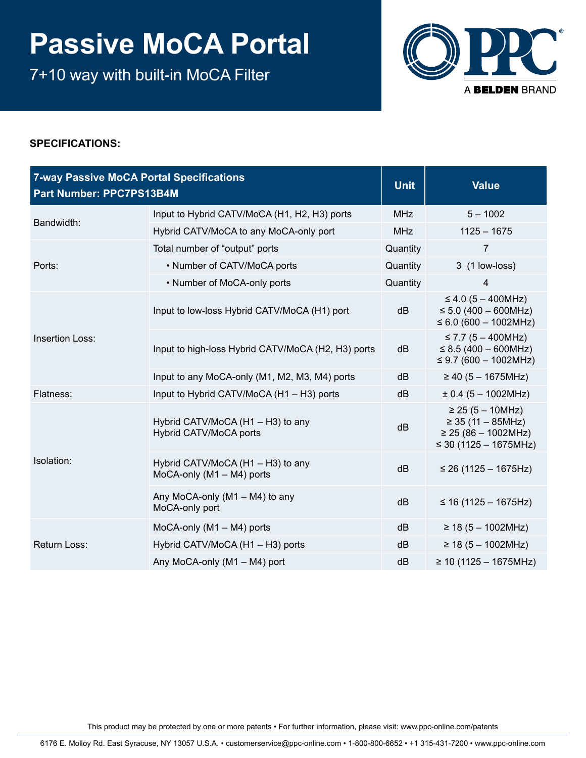# Passive MoCA Portal

7+10 way with built-in MoCA Filter

**SPECIFICATIONS:**

| 7-way Passive MoCA Portal Specifications<br>Part Number: PPC7PS13B4M | | Unit | Value |
|---|---|---|---|
| Bandwidth: | Input to Hybrid CATV/MoCA (H1, H2, H3) ports | MHz | 5 – 1002 |
| | Hybrid CATV/MoCA to any MoCA-only port | MHz | 1125 – 1675 |
| Ports: | Total number of “output” ports | Quantity | 7 |
| | • Number of CATV/MoCA ports | Quantity | 3 (1 low-loss) |
| | • Number of MoCA-only ports | Quantity | 4 |
| Insertion Loss: | Input to low-loss Hybrid CATV/MoCA (H1) port | dB | ≤ 4.0 (5 – 400MHz)<br>≤ 5.0 (400 – 600MHz)<br>≤ 6.0 (600 – 1002MHz) |
| | Input to high-loss Hybrid CATV/MoCA (H2, H3) ports | dB | ≤ 7.7 (5 – 400MHz)<br>≤ 8.5 (400 – 600MHz)<br>≤ 9.7 (600 – 1002MHz) |
| | Input to any MoCA-only (M1, M2, M3, M4) ports | dB | ≥ 40 (5 – 1675MHz) |
| Flatness: | Input to Hybrid CATV/MoCA (H1 – H3) ports | dB | ± 0.4 (5 – 1002MHz) |
| Isolation: | Hybrid CATV/MoCA (H1 – H3) to any Hybrid CATV/MoCA ports | dB | ≥ 25 (5 – 10MHz)<br>≥ 35 (11 – 85MHz)<br>≥ 25 (86 – 1002MHz)<br>≤ 30 (1125 – 1675MHz) |
| | Hybrid CATV/MoCA (H1 – H3) to any MoCA-only (M1 – M4) ports | dB | ≤ 26 (1125 – 1675Hz) |
| | Any MoCA-only (M1 – M4) to any MoCA-only port | dB | ≤ 16 (1125 – 1675Hz) |
| Return Loss: | MoCA-only (M1 – M4) ports | dB | ≥ 18 (5 – 1002MHz) |
| | Hybrid CATV/MoCA (H1 – H3) ports | dB | ≥ 18 (5 – 1002MHz) |
| | Any MoCA-only (M1 – M4) port | dB | ≥ 10 (1125 – 1675MHz) |

This product may be protected by one or more patents • For further information, please visit: www.ppc-online.com/patents

6176 E. Molloy Rd. East Syracuse, NY 13057 U.S.A. • customerservice@ppc-online.com • 1-800-800-6652 • +1 315-431-7200 • www.ppc-online.com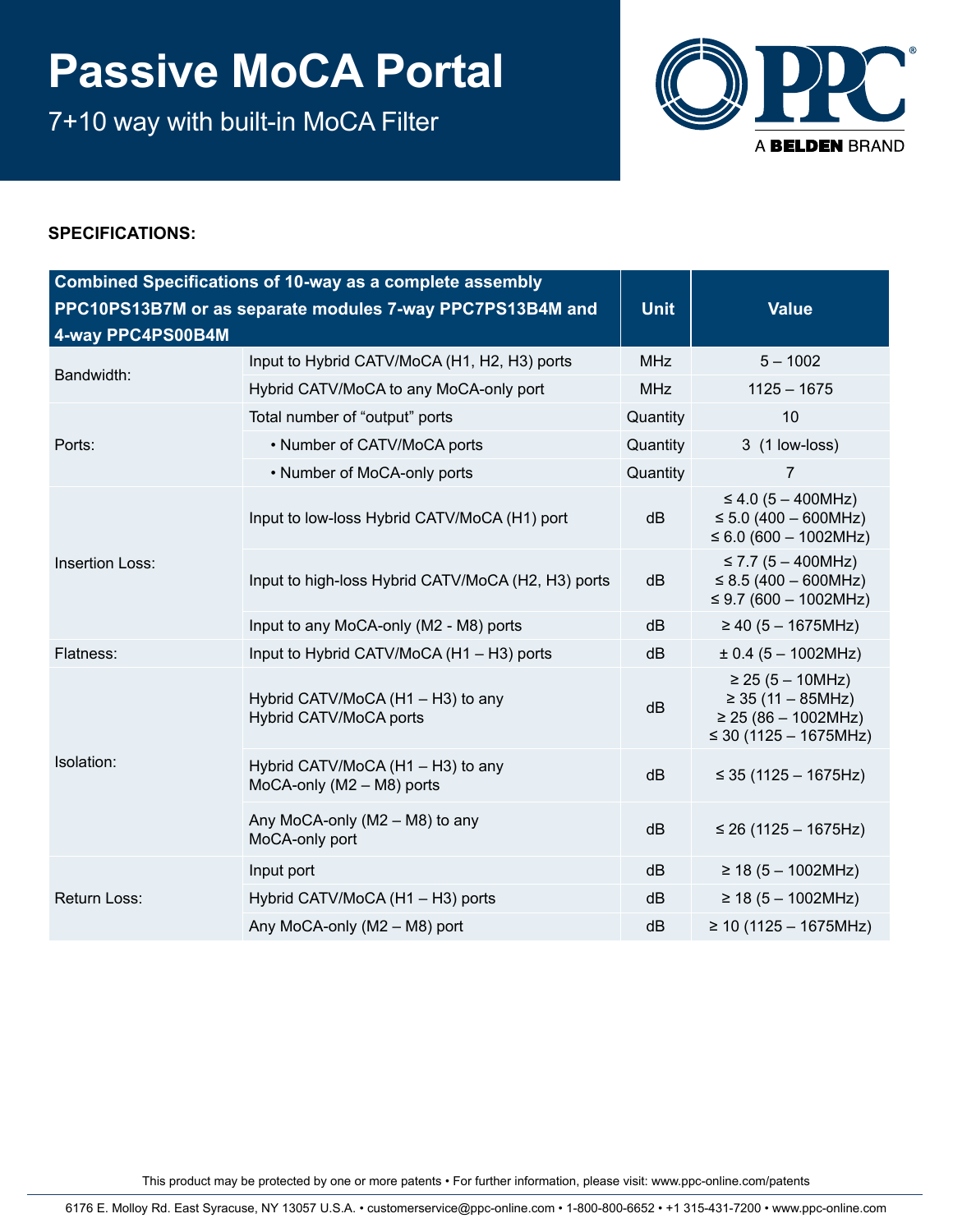# Passive MoCA Portal

7+10 way with built-in MoCA Filter

PPC A BELDEN BRAND

**SPECIFICATIONS:**

| Combined Specifications of 10-way as a complete assembly PPC10PS13B7M or as separate modules 7-way PPC7PS13B4M and 4-way PPC4PS00B4M | | Unit | Value |
|---|---|---|---|
| Bandwidth: | Input to Hybrid CATV/MoCA (H1, H2, H3) ports | MHz | 5 – 1002 |
| | Hybrid CATV/MoCA to any MoCA-only port | MHz | 1125 – 1675 |
| Ports: | Total number of "output" ports | Quantity | 10 |
| | • Number of CATV/MoCA ports | Quantity | 3 (1 low-loss) |
| | • Number of MoCA-only ports | Quantity | 7 |
| Insertion Loss: | Input to low-loss Hybrid CATV/MoCA (H1) port | dB | ≤ 4.0 (5 – 400MHz)<br>≤ 5.0 (400 – 600MHz)<br>≤ 6.0 (600 – 1002MHz) |
| | Input to high-loss Hybrid CATV/MoCA (H2, H3) ports | dB | ≤ 7.7 (5 – 400MHz)<br>≤ 8.5 (400 – 600MHz)<br>≤ 9.7 (600 – 1002MHz) |
| | Input to any MoCA-only (M2 - M8) ports | dB | ≥ 40 (5 – 1675MHz) |
| Flatness: | Input to Hybrid CATV/MoCA (H1 – H3) ports | dB | ± 0.4 (5 – 1002MHz) |
| Isolation: | Hybrid CATV/MoCA (H1 – H3) to any Hybrid CATV/MoCA ports | dB | ≥ 25 (5 – 10MHz)<br>≥ 35 (11 – 85MHz)<br>≥ 25 (86 – 1002MHz)<br>≤ 30 (1125 – 1675MHz) |
| | Hybrid CATV/MoCA (H1 – H3) to any MoCA-only (M2 – M8) ports | dB | ≤ 35 (1125 – 1675Hz) |
| | Any MoCA-only (M2 – M8) to any MoCA-only port | dB | ≤ 26 (1125 – 1675Hz) |
| Return Loss: | Input port | dB | ≥ 18 (5 – 1002MHz) |
| | Hybrid CATV/MoCA (H1 – H3) ports | dB | ≥ 18 (5 – 1002MHz) |
| | Any MoCA-only (M2 – M8) port | dB | ≥ 10 (1125 – 1675MHz) |

This product may be protected by one or more patents • For further information, please visit: www.ppc-online.com/patents

6176 E. Molloy Rd. East Syracuse, NY 13057 U.S.A. • customerservice@ppc-online.com • 1-800-800-6652 • +1 315-431-7200 • www.ppc-online.com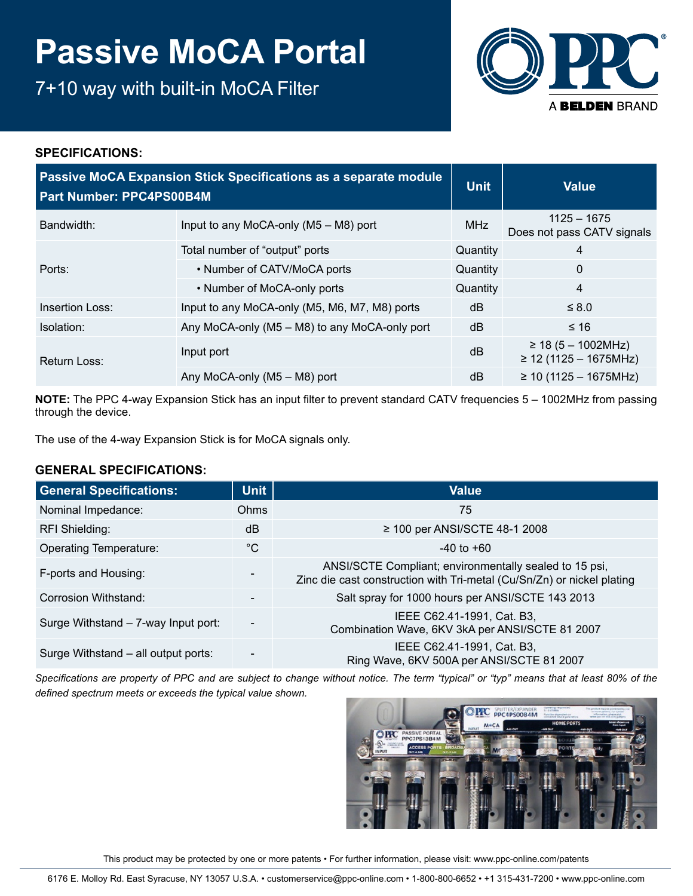# Passive MoCA Portal

7+10 way with built-in MoCA Filter

A BELDEN BRAND

**SPECIFICATIONS:**

| Passive MoCA Expansion Stick Specifications as a separate module Part Number: PPC4PS00B4M | | Unit | Value |
|---|---|---|---|
| Bandwidth: | Input to any MoCA-only (M5 – M8) port | MHz | 1125 – 1675 Does not pass CATV signals |
| Ports: | Total number of “output” ports | Quantity | 4 |
| | • Number of CATV/MoCA ports | Quantity | 0 |
| | • Number of MoCA-only ports | Quantity | 4 |
| Insertion Loss: | Input to any MoCA-only (M5, M6, M7, M8) ports | dB | ≤ 8.0 |
| Isolation: | Any MoCA-only (M5 – M8) to any MoCA-only port | dB | ≤ 16 |
| Return Loss: | Input port | dB | ≥ 18 (5 – 1002MHz) ≥ 12 (1125 – 1675MHz) |
| | Any MoCA-only (M5 – M8) port | dB | ≥ 10 (1125 – 1675MHz) |

**NOTE:** The PPC 4-way Expansion Stick has an input filter to prevent standard CATV frequencies 5 – 1002MHz from passing through the device.

The use of the 4-way Expansion Stick is for MoCA signals only.

**GENERAL SPECIFICATIONS:**

| General Specifications: | Unit | Value |
|---|---|---|
| Nominal Impedance: | Ohms | 75 |
| RFI Shielding: | dB | ≥ 100 per ANSI/SCTE 48-1 2008 |
| Operating Temperature: | °C | -40 to +60 |
| F-ports and Housing: | - | ANSI/SCTE Compliant; environmentally sealed to 15 psi, Zinc die cast construction with Tri-metal (Cu/Sn/Zn) or nickel plating |
| Corrosion Withstand: | - | Salt spray for 1000 hours per ANSI/SCTE 143 2013 |
| Surge Withstand – 7-way Input port: | - | IEEE C62.41-1991, Cat. B3, Combination Wave, 6KV 3kA per ANSI/SCTE 81 2007 |
| Surge Withstand – all output ports: | - | IEEE C62.41-1991, Cat. B3, Ring Wave, 6KV 500A per ANSI/SCTE 81 2007 |

*Specifications are property of PPC and are subject to change without notice. The term “typical” or “typ” means that at least 80% of the defined spectrum meets or exceeds the typical value shown.*

This product may be protected by one or more patents • For further information, please visit: www.ppc-online.com/patents

6176 E. Molloy Rd. East Syracuse, NY 13057 U.S.A. • customerservice@ppc-online.com • 1-800-800-6652 • +1 315-431-7200 • www.ppc-online.com